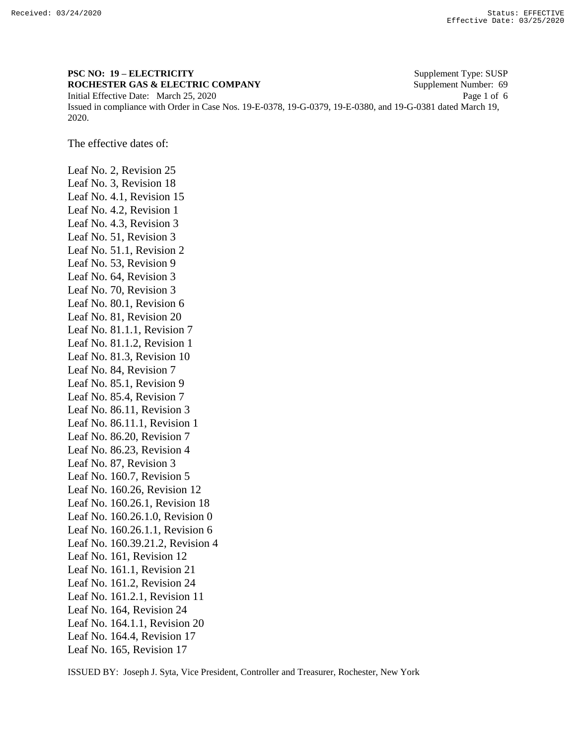**PSC NO: 19 – ELECTRICITY** Supplement Type: SUSP
**ROCHESTER GAS & ELECTRIC COMPANY** Supplement Number: 69
Initial Effective Date: March 25, 2020
Issued in compliance with Order in Case Nos. 19-E-0378, 19-G-0379, 19-E-0380, and 19-G-0381 dated March 19, 2020.

The effective dates of:

Leaf No. 2, Revision 25
Leaf No. 3, Revision 18
Leaf No. 4.1, Revision 15
Leaf No. 4.2, Revision 1
Leaf No. 4.3, Revision 3
Leaf No. 51, Revision 3
Leaf No. 51.1, Revision 2
Leaf No. 53, Revision 9
Leaf No. 64, Revision 3
Leaf No. 70, Revision 3
Leaf No. 80.1, Revision 6
Leaf No. 81, Revision 20
Leaf No. 81.1.1, Revision 7
Leaf No. 81.1.2, Revision 1
Leaf No. 81.3, Revision 10
Leaf No. 84, Revision 7
Leaf No. 85.1, Revision 9
Leaf No. 85.4, Revision 7
Leaf No. 86.11, Revision 3
Leaf No. 86.11.1, Revision 1
Leaf No. 86.20, Revision 7
Leaf No. 86.23, Revision 4
Leaf No. 87, Revision 3
Leaf No. 160.7, Revision 5
Leaf No. 160.26, Revision 12
Leaf No. 160.26.1, Revision 18
Leaf No. 160.26.1.0, Revision 0
Leaf No. 160.26.1.1, Revision 6
Leaf No. 160.39.21.2, Revision 4
Leaf No. 161, Revision 12
Leaf No. 161.1, Revision 21
Leaf No. 161.2, Revision 24
Leaf No. 161.2.1, Revision 11
Leaf No. 164, Revision 24
Leaf No. 164.1.1, Revision 20
Leaf No. 164.4, Revision 17
Leaf No. 165, Revision 17

ISSUED BY: Joseph J. Syta, Vice President, Controller and Treasurer, Rochester, New York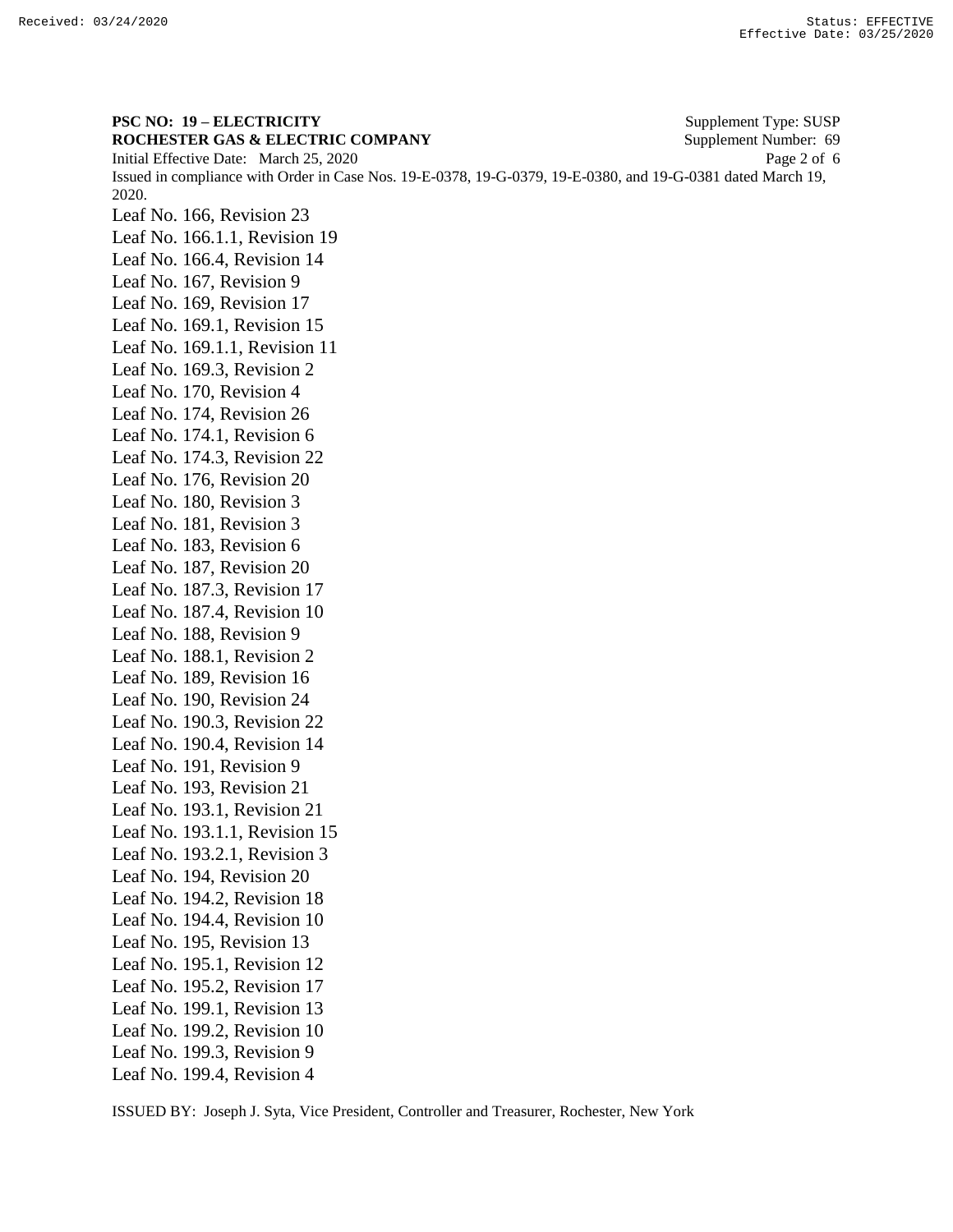**PSC NO: 19 – ELECTRICITY** Supplement Type: SUSP
**ROCHESTER GAS & ELECTRIC COMPANY** Supplement Number: 69
Initial Effective Date: March 25, 2020
Issued in compliance with Order in Case Nos. 19-E-0378, 19-G-0379, 19-E-0380, and 19-G-0381 dated March 19, 2020.

Leaf No. 166, Revision 23
Leaf No. 166.1.1, Revision 19
Leaf No. 166.4, Revision 14
Leaf No. 167, Revision 9
Leaf No. 169, Revision 17
Leaf No. 169.1, Revision 15
Leaf No. 169.1.1, Revision 11
Leaf No. 169.3, Revision 2
Leaf No. 170, Revision 4
Leaf No. 174, Revision 26
Leaf No. 174.1, Revision 6
Leaf No. 174.3, Revision 22
Leaf No. 176, Revision 20
Leaf No. 180, Revision 3
Leaf No. 181, Revision 3
Leaf No. 183, Revision 6
Leaf No. 187, Revision 20
Leaf No. 187.3, Revision 17
Leaf No. 187.4, Revision 10
Leaf No. 188, Revision 9
Leaf No. 188.1, Revision 2
Leaf No. 189, Revision 16
Leaf No. 190, Revision 24
Leaf No. 190.3, Revision 22
Leaf No. 190.4, Revision 14
Leaf No. 191, Revision 9
Leaf No. 193, Revision 21
Leaf No. 193.1, Revision 21
Leaf No. 193.1.1, Revision 15
Leaf No. 193.2.1, Revision 3
Leaf No. 194, Revision 20
Leaf No. 194.2, Revision 18
Leaf No. 194.4, Revision 10
Leaf No. 195, Revision 13
Leaf No. 195.1, Revision 12
Leaf No. 195.2, Revision 17
Leaf No. 199.1, Revision 13
Leaf No. 199.2, Revision 10
Leaf No. 199.3, Revision 9
Leaf No. 199.4, Revision 4

ISSUED BY: Joseph J. Syta, Vice President, Controller and Treasurer, Rochester, New York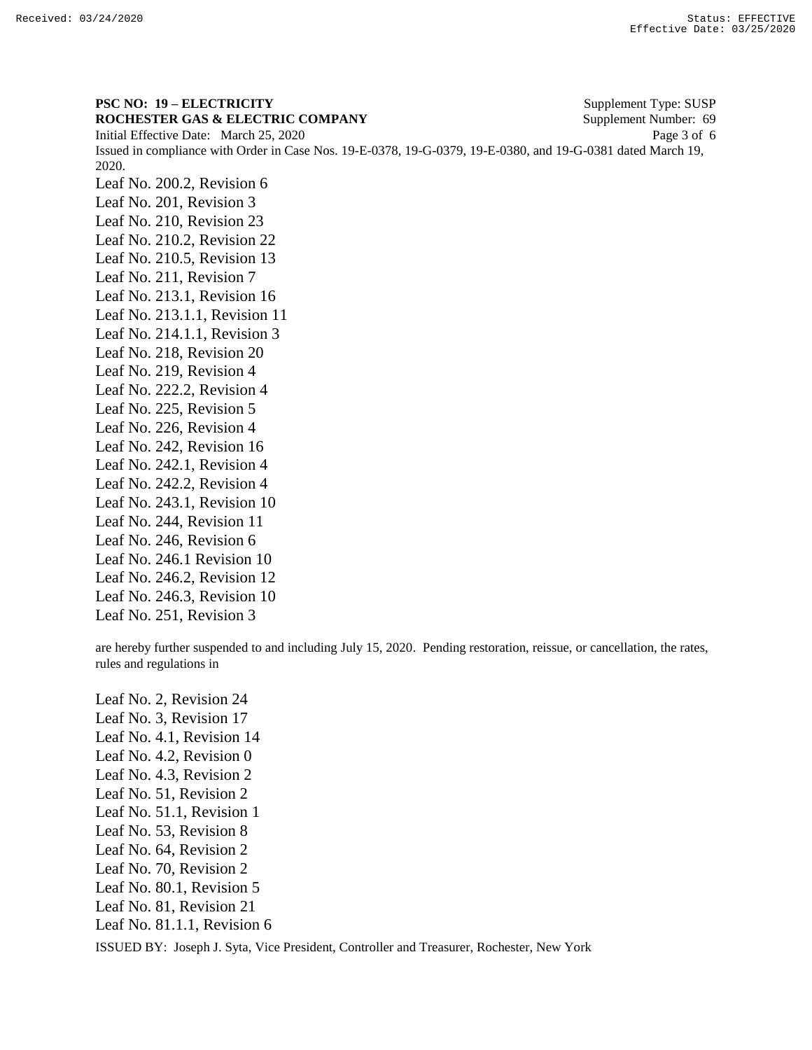**PSC NO: 19 – ELECTRICITY** Supplement Type: SUSP
**ROCHESTER GAS & ELECTRIC COMPANY** Supplement Number: 69
Initial Effective Date: March 25, 2020
Issued in compliance with Order in Case Nos. 19-E-0378, 19-G-0379, 19-E-0380, and 19-G-0381 dated March 19, 2020.

Leaf No. 200.2, Revision 6
Leaf No. 201, Revision 3
Leaf No. 210, Revision 23
Leaf No. 210.2, Revision 22
Leaf No. 210.5, Revision 13
Leaf No. 211, Revision 7
Leaf No. 213.1, Revision 16
Leaf No. 213.1.1, Revision 11
Leaf No. 214.1.1, Revision 3
Leaf No. 218, Revision 20
Leaf No. 219, Revision 4
Leaf No. 222.2, Revision 4
Leaf No. 225, Revision 5
Leaf No. 226, Revision 4
Leaf No. 242, Revision 16
Leaf No. 242.1, Revision 4
Leaf No. 242.2, Revision 4
Leaf No. 243.1, Revision 10
Leaf No. 244, Revision 11
Leaf No. 246, Revision 6
Leaf No. 246.1 Revision 10
Leaf No. 246.2, Revision 12
Leaf No. 246.3, Revision 10
Leaf No. 251, Revision 3

are hereby further suspended to and including July 15, 2020. Pending restoration, reissue, or cancellation, the rates, rules and regulations in

Leaf No. 2, Revision 24
Leaf No. 3, Revision 17
Leaf No. 4.1, Revision 14
Leaf No. 4.2, Revision 0
Leaf No. 4.3, Revision 2
Leaf No. 51, Revision 2
Leaf No. 51.1, Revision 1
Leaf No. 53, Revision 8
Leaf No. 64, Revision 2
Leaf No. 70, Revision 2
Leaf No. 80.1, Revision 5
Leaf No. 81, Revision 21
Leaf No. 81.1.1, Revision 6

ISSUED BY: Joseph J. Syta, Vice President, Controller and Treasurer, Rochester, New York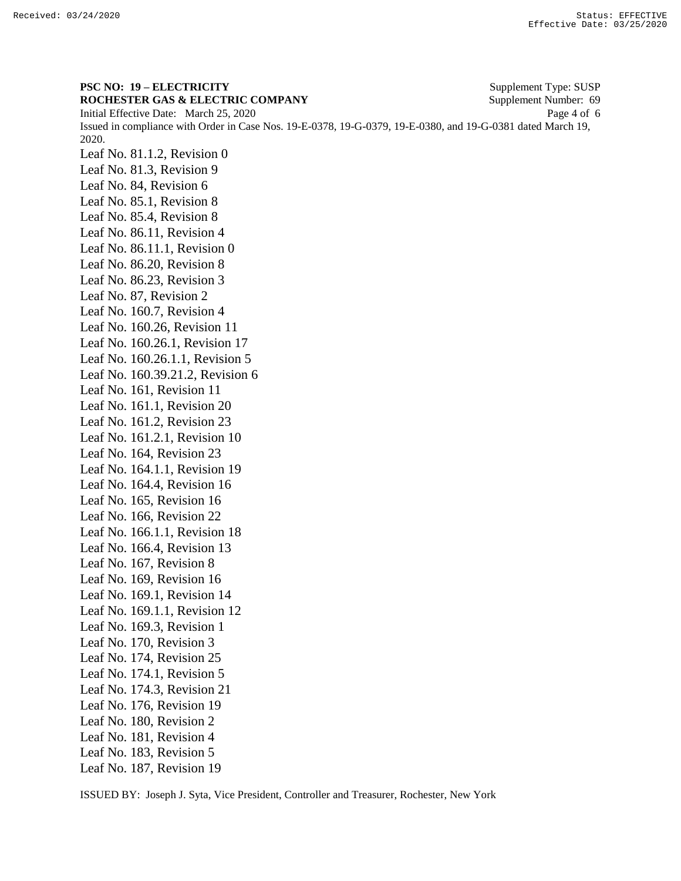**PSC NO: 19 – ELECTRICITY** Supplement Type: SUSP
**ROCHESTER GAS & ELECTRIC COMPANY** Supplement Number: 69
Initial Effective Date: March 25, 2020
Issued in compliance with Order in Case Nos. 19-E-0378, 19-G-0379, 19-E-0380, and 19-G-0381 dated March 19, 2020.

Leaf No. 81.1.2, Revision 0
Leaf No. 81.3, Revision 9
Leaf No. 84, Revision 6
Leaf No. 85.1, Revision 8
Leaf No. 85.4, Revision 8
Leaf No. 86.11, Revision 4
Leaf No. 86.11.1, Revision 0
Leaf No. 86.20, Revision 8
Leaf No. 86.23, Revision 3
Leaf No. 87, Revision 2
Leaf No. 160.7, Revision 4
Leaf No. 160.26, Revision 11
Leaf No. 160.26.1, Revision 17
Leaf No. 160.26.1.1, Revision 5
Leaf No. 160.39.21.2, Revision 6
Leaf No. 161, Revision 11
Leaf No. 161.1, Revision 20
Leaf No. 161.2, Revision 23
Leaf No. 161.2.1, Revision 10
Leaf No. 164, Revision 23
Leaf No. 164.1.1, Revision 19
Leaf No. 164.4, Revision 16
Leaf No. 165, Revision 16
Leaf No. 166, Revision 22
Leaf No. 166.1.1, Revision 18
Leaf No. 166.4, Revision 13
Leaf No. 167, Revision 8
Leaf No. 169, Revision 16
Leaf No. 169.1, Revision 14
Leaf No. 169.1.1, Revision 12
Leaf No. 169.3, Revision 1
Leaf No. 170, Revision 3
Leaf No. 174, Revision 25
Leaf No. 174.1, Revision 5
Leaf No. 174.3, Revision 21
Leaf No. 176, Revision 19
Leaf No. 180, Revision 2
Leaf No. 181, Revision 4
Leaf No. 183, Revision 5
Leaf No. 187, Revision 19

ISSUED BY: Joseph J. Syta, Vice President, Controller and Treasurer, Rochester, New York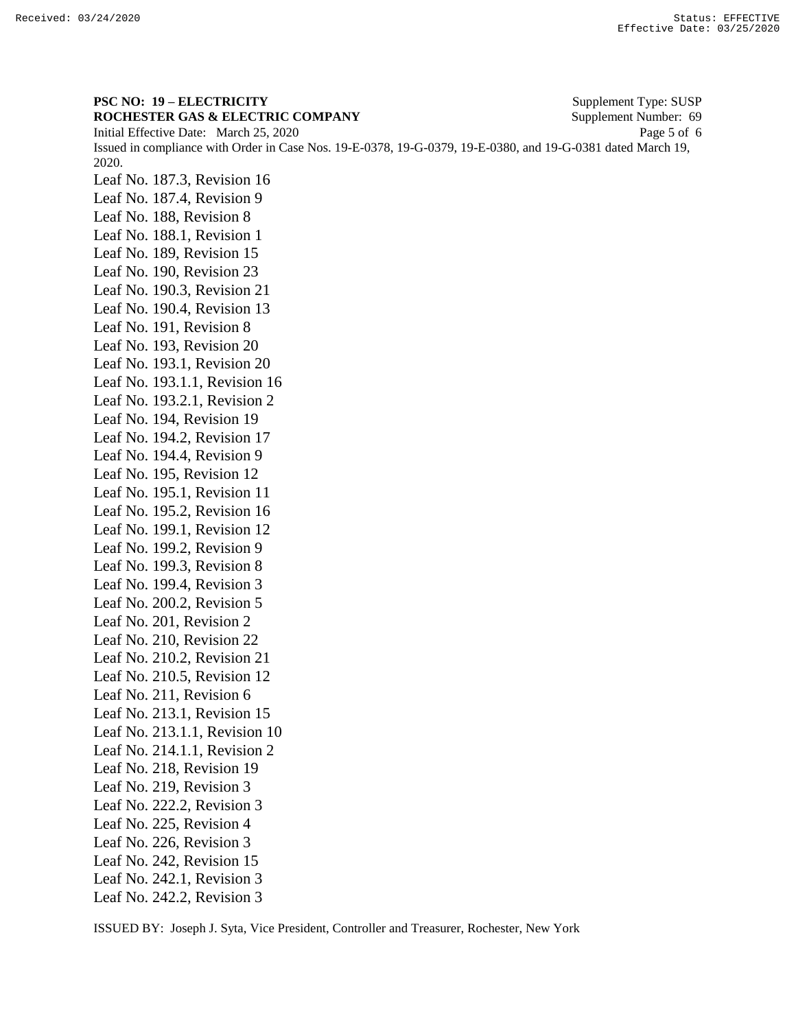**PSC NO: 19 – ELECTRICITY** Supplement Type: SUSP
**ROCHESTER GAS & ELECTRIC COMPANY** Supplement Number: 69
Initial Effective Date: March 25, 2020
Issued in compliance with Order in Case Nos. 19-E-0378, 19-G-0379, 19-E-0380, and 19-G-0381 dated March 19, 2020.

Leaf No. 187.3, Revision 16
Leaf No. 187.4, Revision 9
Leaf No. 188, Revision 8
Leaf No. 188.1, Revision 1
Leaf No. 189, Revision 15
Leaf No. 190, Revision 23
Leaf No. 190.3, Revision 21
Leaf No. 190.4, Revision 13
Leaf No. 191, Revision 8
Leaf No. 193, Revision 20
Leaf No. 193.1, Revision 20
Leaf No. 193.1.1, Revision 16
Leaf No. 193.2.1, Revision 2
Leaf No. 194, Revision 19
Leaf No. 194.2, Revision 17
Leaf No. 194.4, Revision 9
Leaf No. 195, Revision 12
Leaf No. 195.1, Revision 11
Leaf No. 195.2, Revision 16
Leaf No. 199.1, Revision 12
Leaf No. 199.2, Revision 9
Leaf No. 199.3, Revision 8
Leaf No. 199.4, Revision 3
Leaf No. 200.2, Revision 5
Leaf No. 201, Revision 2
Leaf No. 210, Revision 22
Leaf No. 210.2, Revision 21
Leaf No. 210.5, Revision 12
Leaf No. 211, Revision 6
Leaf No. 213.1, Revision 15
Leaf No. 213.1.1, Revision 10
Leaf No. 214.1.1, Revision 2
Leaf No. 218, Revision 19
Leaf No. 219, Revision 3
Leaf No. 222.2, Revision 3
Leaf No. 225, Revision 4
Leaf No. 226, Revision 3
Leaf No. 242, Revision 15
Leaf No. 242.1, Revision 3
Leaf No. 242.2, Revision 3

ISSUED BY: Joseph J. Syta, Vice President, Controller and Treasurer, Rochester, New York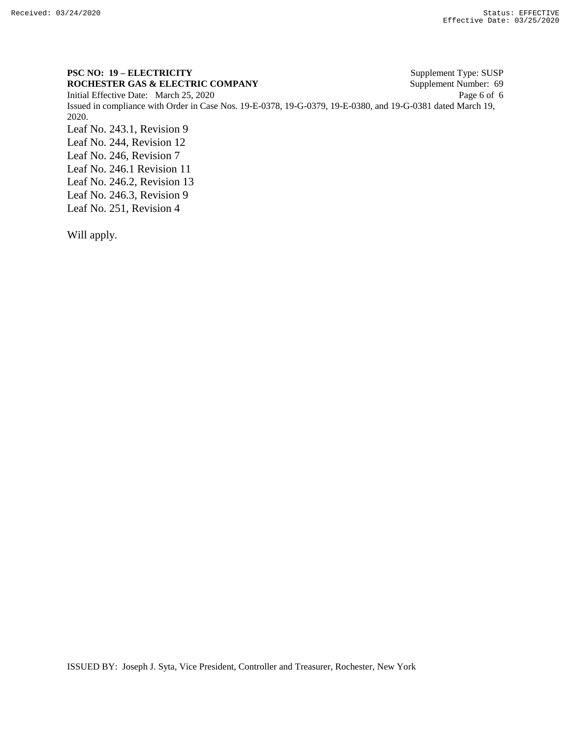**PSC NO: 19 – ELECTRICITY** Supplement Type: SUSP
**ROCHESTER GAS & ELECTRIC COMPANY** Supplement Number: 69
Initial Effective Date: March 25, 2020
Issued in compliance with Order in Case Nos. 19-E-0378, 19-G-0379, 19-E-0380, and 19-G-0381 dated March 19, 2020.

Leaf No. 243.1, Revision 9
Leaf No. 244, Revision 12
Leaf No. 246, Revision 7
Leaf No. 246.1 Revision 11
Leaf No. 246.2, Revision 13
Leaf No. 246.3, Revision 9
Leaf No. 251, Revision 4

Will apply.

ISSUED BY: Joseph J. Syta, Vice President, Controller and Treasurer, Rochester, New York